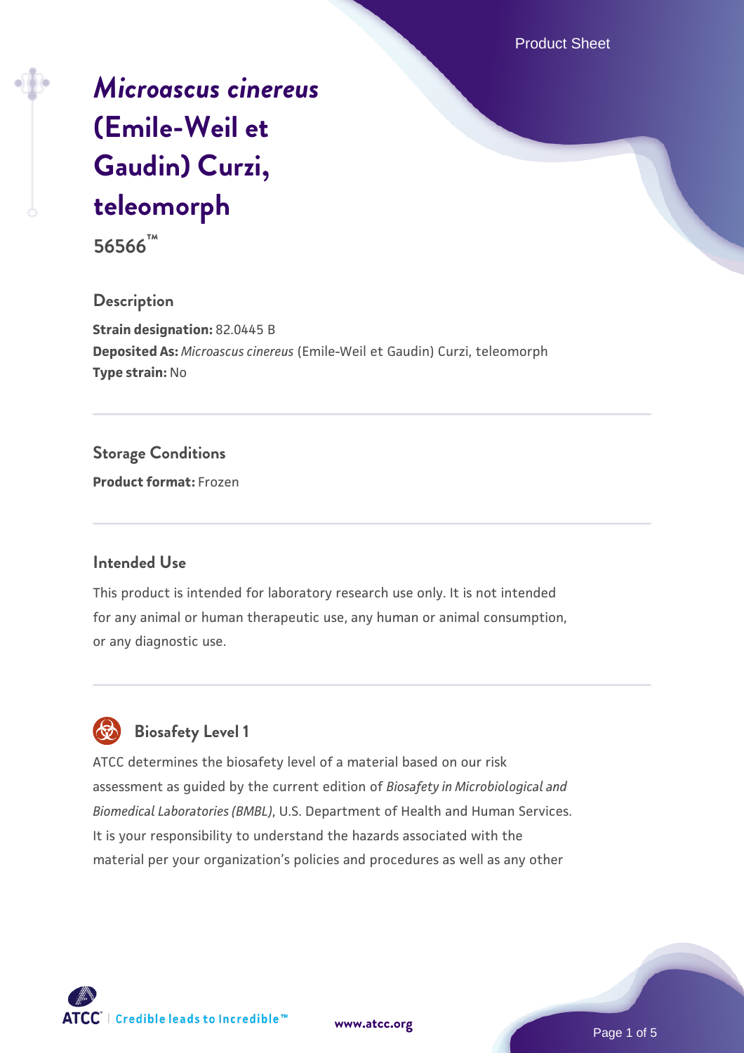# *Microascus cinereus* (Emile-Weil et Gaudin) Curzi, teleomorph

**56566™**

## Description

**Strain designation:** 82.0445 B
**Deposited As:** *Microascus cinereus* (Emile-Weil et Gaudin) Curzi, teleomorph
**Type strain:** No

## Storage Conditions

**Product format:** Frozen

## Intended Use

This product is intended for laboratory research use only. It is not intended for any animal or human therapeutic use, any human or animal consumption, or any diagnostic use.

## Biosafety Level 1

ATCC determines the biosafety level of a material based on our risk assessment as guided by the current edition of *Biosafety in Microbiological and Biomedical Laboratories (BMBL)*, U.S. Department of Health and Human Services. It is your responsibility to understand the hazards associated with the material per your organization's policies and procedures as well as any other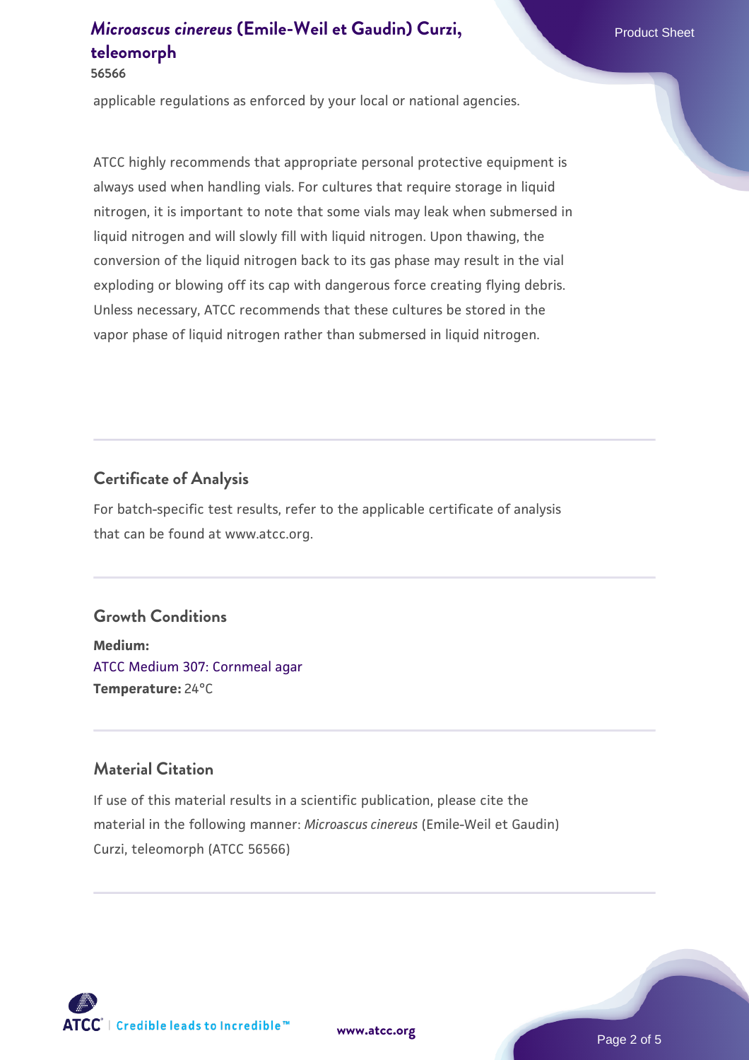applicable regulations as enforced by your local or national agencies.

ATCC highly recommends that appropriate personal protective equipment is always used when handling vials. For cultures that require storage in liquid nitrogen, it is important to note that some vials may leak when submersed in liquid nitrogen and will slowly fill with liquid nitrogen. Upon thawing, the conversion of the liquid nitrogen back to its gas phase may result in the vial exploding or blowing off its cap with dangerous force creating flying debris. Unless necessary, ATCC recommends that these cultures be stored in the vapor phase of liquid nitrogen rather than submersed in liquid nitrogen.

## Certificate of Analysis

For batch-specific test results, refer to the applicable certificate of analysis that can be found at www.atcc.org.

## Growth Conditions

**Medium:**
ATCC Medium 307: Cornmeal agar
**Temperature:** 24°C

## Material Citation

If use of this material results in a scientific publication, please cite the material in the following manner: *Microascus cinereus* (Emile-Weil et Gaudin) Curzi, teleomorph (ATCC 56566)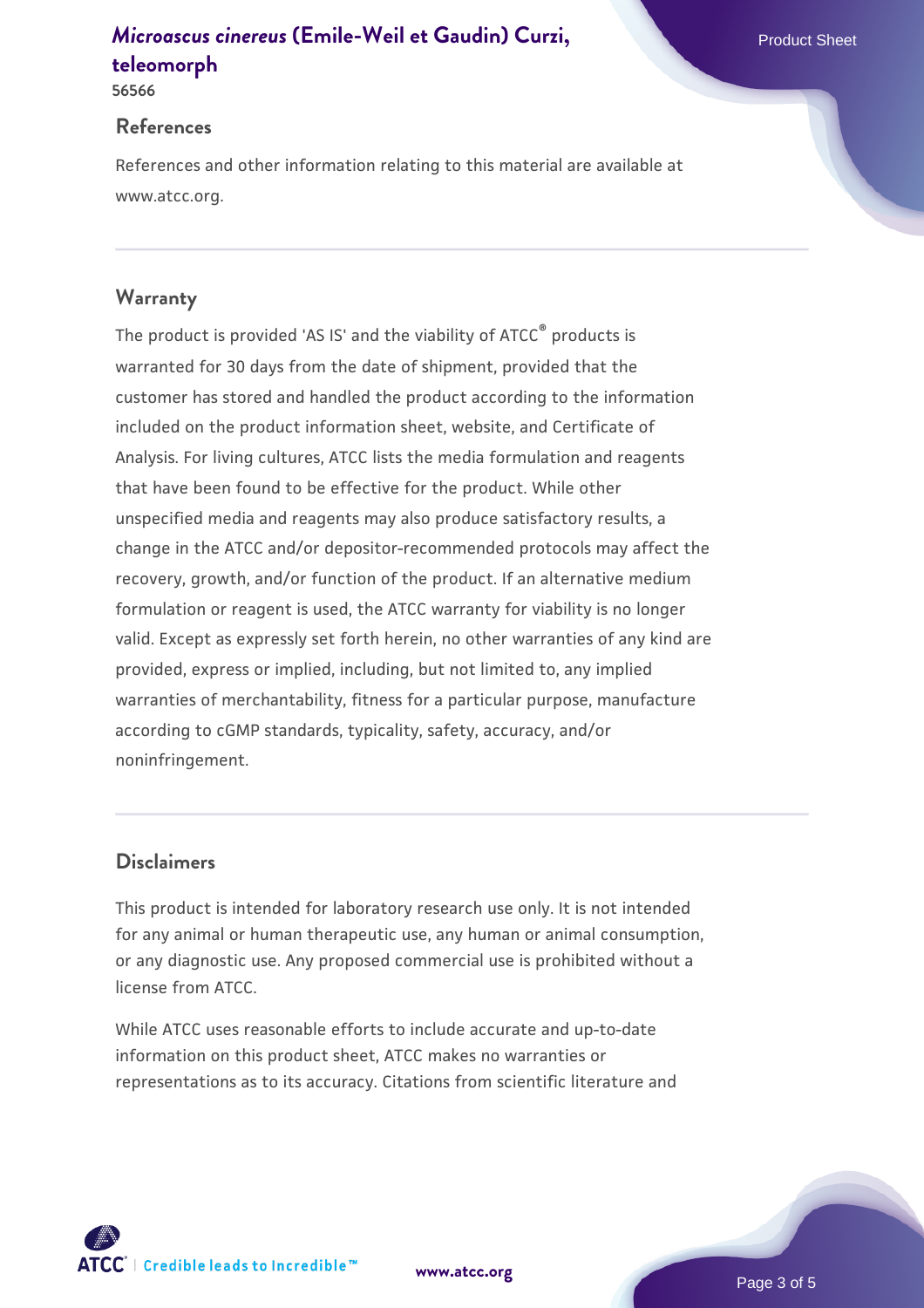## References

References and other information relating to this material are available at www.atcc.org.

## Warranty

The product is provided 'AS IS' and the viability of ATCC® products is warranted for 30 days from the date of shipment, provided that the customer has stored and handled the product according to the information included on the product information sheet, website, and Certificate of Analysis. For living cultures, ATCC lists the media formulation and reagents that have been found to be effective for the product. While other unspecified media and reagents may also produce satisfactory results, a change in the ATCC and/or depositor-recommended protocols may affect the recovery, growth, and/or function of the product. If an alternative medium formulation or reagent is used, the ATCC warranty for viability is no longer valid. Except as expressly set forth herein, no other warranties of any kind are provided, express or implied, including, but not limited to, any implied warranties of merchantability, fitness for a particular purpose, manufacture according to cGMP standards, typicality, safety, accuracy, and/or noninfringement.

## Disclaimers

This product is intended for laboratory research use only. It is not intended for any animal or human therapeutic use, any human or animal consumption, or any diagnostic use. Any proposed commercial use is prohibited without a license from ATCC.

While ATCC uses reasonable efforts to include accurate and up-to-date information on this product sheet, ATCC makes no warranties or representations as to its accuracy. Citations from scientific literature and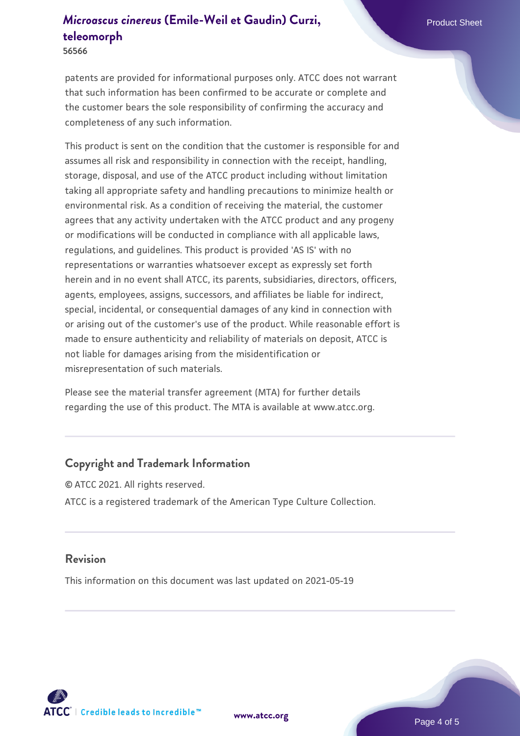patents are provided for informational purposes only. ATCC does not warrant that such information has been confirmed to be accurate or complete and the customer bears the sole responsibility of confirming the accuracy and completeness of any such information.

This product is sent on the condition that the customer is responsible for and assumes all risk and responsibility in connection with the receipt, handling, storage, disposal, and use of the ATCC product including without limitation taking all appropriate safety and handling precautions to minimize health or environmental risk. As a condition of receiving the material, the customer agrees that any activity undertaken with the ATCC product and any progeny or modifications will be conducted in compliance with all applicable laws, regulations, and guidelines. This product is provided 'AS IS' with no representations or warranties whatsoever except as expressly set forth herein and in no event shall ATCC, its parents, subsidiaries, directors, officers, agents, employees, assigns, successors, and affiliates be liable for indirect, special, incidental, or consequential damages of any kind in connection with or arising out of the customer's use of the product. While reasonable effort is made to ensure authenticity and reliability of materials on deposit, ATCC is not liable for damages arising from the misidentification or misrepresentation of such materials.

Please see the material transfer agreement (MTA) for further details regarding the use of this product. The MTA is available at www.atcc.org.

## Copyright and Trademark Information

© ATCC 2021. All rights reserved.

ATCC is a registered trademark of the American Type Culture Collection.

## Revision

This information on this document was last updated on 2021-05-19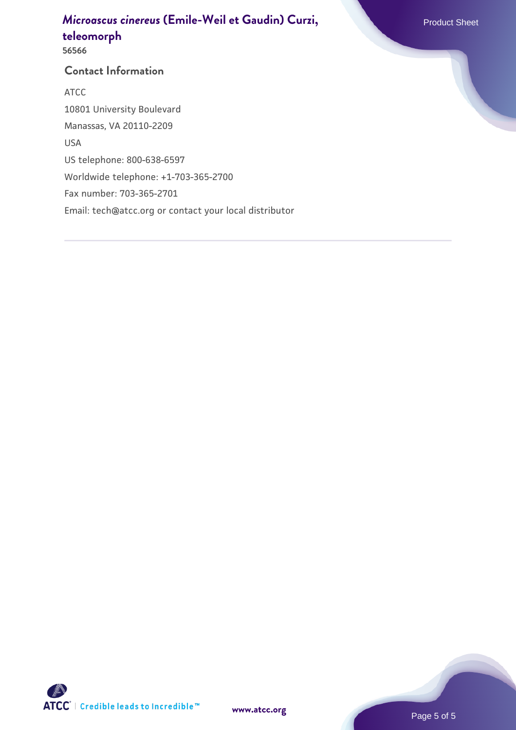## Contact Information

ATCC

10801 University Boulevard

Manassas, VA 20110-2209

USA

US telephone: 800-638-6597

Worldwide telephone: +1-703-365-2700

Fax number: 703-365-2701

Email: tech@atcc.org or contact your local distributor